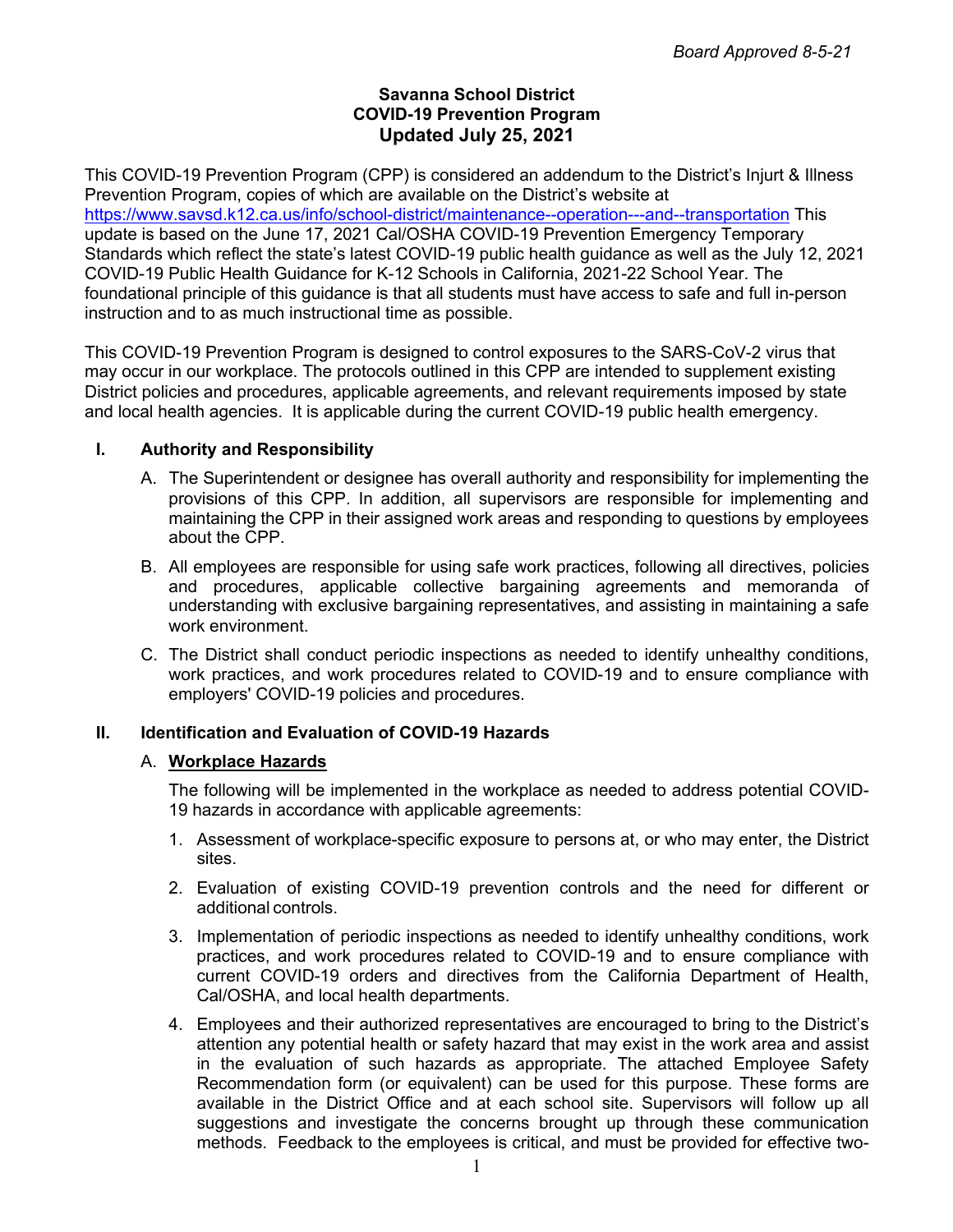*Board Approved 8-5-21*

**Savanna School District**
**COVID-19 Prevention Program**
**Updated July 25, 2021**

This COVID-19 Prevention Program (CPP) is considered an addendum to the District's Injurt & Illness Prevention Program, copies of which are available on the District's website at https://www.savsd.k12.ca.us/info/school-district/maintenance--operation---and--transportation This update is based on the June 17, 2021 Cal/OSHA COVID-19 Prevention Emergency Temporary Standards which reflect the state's latest COVID-19 public health guidance as well as the July 12, 2021 COVID-19 Public Health Guidance for K-12 Schools in California, 2021-22 School Year. The foundational principle of this guidance is that all students must have access to safe and full in-person instruction and to as much instructional time as possible.

This COVID-19 Prevention Program is designed to control exposures to the SARS-CoV-2 virus that may occur in our workplace. The protocols outlined in this CPP are intended to supplement existing District policies and procedures, applicable agreements, and relevant requirements imposed by state and local health agencies. It is applicable during the current COVID-19 public health emergency.

## I. Authority and Responsibility

A. The Superintendent or designee has overall authority and responsibility for implementing the provisions of this CPP. In addition, all supervisors are responsible for implementing and maintaining the CPP in their assigned work areas and responding to questions by employees about the CPP.

B. All employees are responsible for using safe work practices, following all directives, policies and procedures, applicable collective bargaining agreements and memoranda of understanding with exclusive bargaining representatives, and assisting in maintaining a safe work environment.

C. The District shall conduct periodic inspections as needed to identify unhealthy conditions, work practices, and work procedures related to COVID-19 and to ensure compliance with employers' COVID-19 policies and procedures.

## II. Identification and Evaluation of COVID-19 Hazards

A. **Workplace Hazards**

The following will be implemented in the workplace as needed to address potential COVID-19 hazards in accordance with applicable agreements:

1. Assessment of workplace-specific exposure to persons at, or who may enter, the District sites.
2. Evaluation of existing COVID-19 prevention controls and the need for different or additional controls.
3. Implementation of periodic inspections as needed to identify unhealthy conditions, work practices, and work procedures related to COVID-19 and to ensure compliance with current COVID-19 orders and directives from the California Department of Health, Cal/OSHA, and local health departments.
4. Employees and their authorized representatives are encouraged to bring to the District's attention any potential health or safety hazard that may exist in the work area and assist in the evaluation of such hazards as appropriate. The attached Employee Safety Recommendation form (or equivalent) can be used for this purpose. These forms are available in the District Office and at each school site. Supervisors will follow up all suggestions and investigate the concerns brought up through these communication methods. Feedback to the employees is critical, and must be provided for effective two-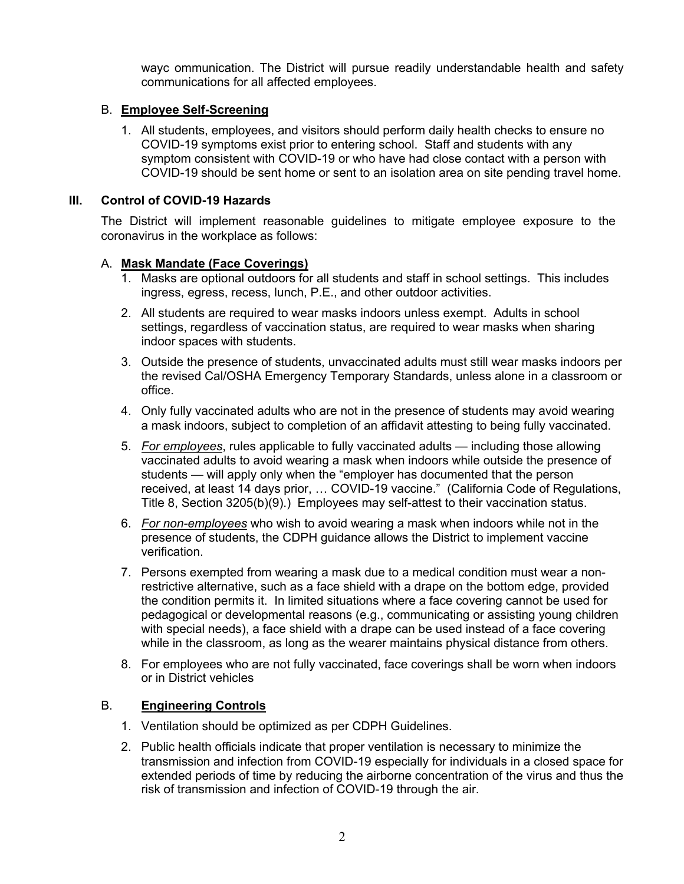wayc ommunication. The District will pursue readily understandable health and safety communications for all affected employees.

B. **Employee Self-Screening**

1. All students, employees, and visitors should perform daily health checks to ensure no COVID-19 symptoms exist prior to entering school. Staff and students with any symptom consistent with COVID-19 or who have had close contact with a person with COVID-19 should be sent home or sent to an isolation area on site pending travel home.

## III. Control of COVID-19 Hazards

The District will implement reasonable guidelines to mitigate employee exposure to the coronavirus in the workplace as follows:

A. **Mask Mandate (Face Coverings)**

1. Masks are optional outdoors for all students and staff in school settings. This includes ingress, egress, recess, lunch, P.E., and other outdoor activities.
2. All students are required to wear masks indoors unless exempt. Adults in school settings, regardless of vaccination status, are required to wear masks when sharing indoor spaces with students.
3. Outside the presence of students, unvaccinated adults must still wear masks indoors per the revised Cal/OSHA Emergency Temporary Standards, unless alone in a classroom or office.
4. Only fully vaccinated adults who are not in the presence of students may avoid wearing a mask indoors, subject to completion of an affidavit attesting to being fully vaccinated.
5. *For employees*, rules applicable to fully vaccinated adults — including those allowing vaccinated adults to avoid wearing a mask when indoors while outside the presence of students — will apply only when the "employer has documented that the person received, at least 14 days prior, … COVID-19 vaccine." (California Code of Regulations, Title 8, Section 3205(b)(9).) Employees may self-attest to their vaccination status.
6. *For non-employees* who wish to avoid wearing a mask when indoors while not in the presence of students, the CDPH guidance allows the District to implement vaccine verification.
7. Persons exempted from wearing a mask due to a medical condition must wear a non-restrictive alternative, such as a face shield with a drape on the bottom edge, provided the condition permits it. In limited situations where a face covering cannot be used for pedagogical or developmental reasons (e.g., communicating or assisting young children with special needs), a face shield with a drape can be used instead of a face covering while in the classroom, as long as the wearer maintains physical distance from others.
8. For employees who are not fully vaccinated, face coverings shall be worn when indoors or in District vehicles

B. **Engineering Controls**

1. Ventilation should be optimized as per CDPH Guidelines.
2. Public health officials indicate that proper ventilation is necessary to minimize the transmission and infection from COVID-19 especially for individuals in a closed space for extended periods of time by reducing the airborne concentration of the virus and thus the risk of transmission and infection of COVID-19 through the air.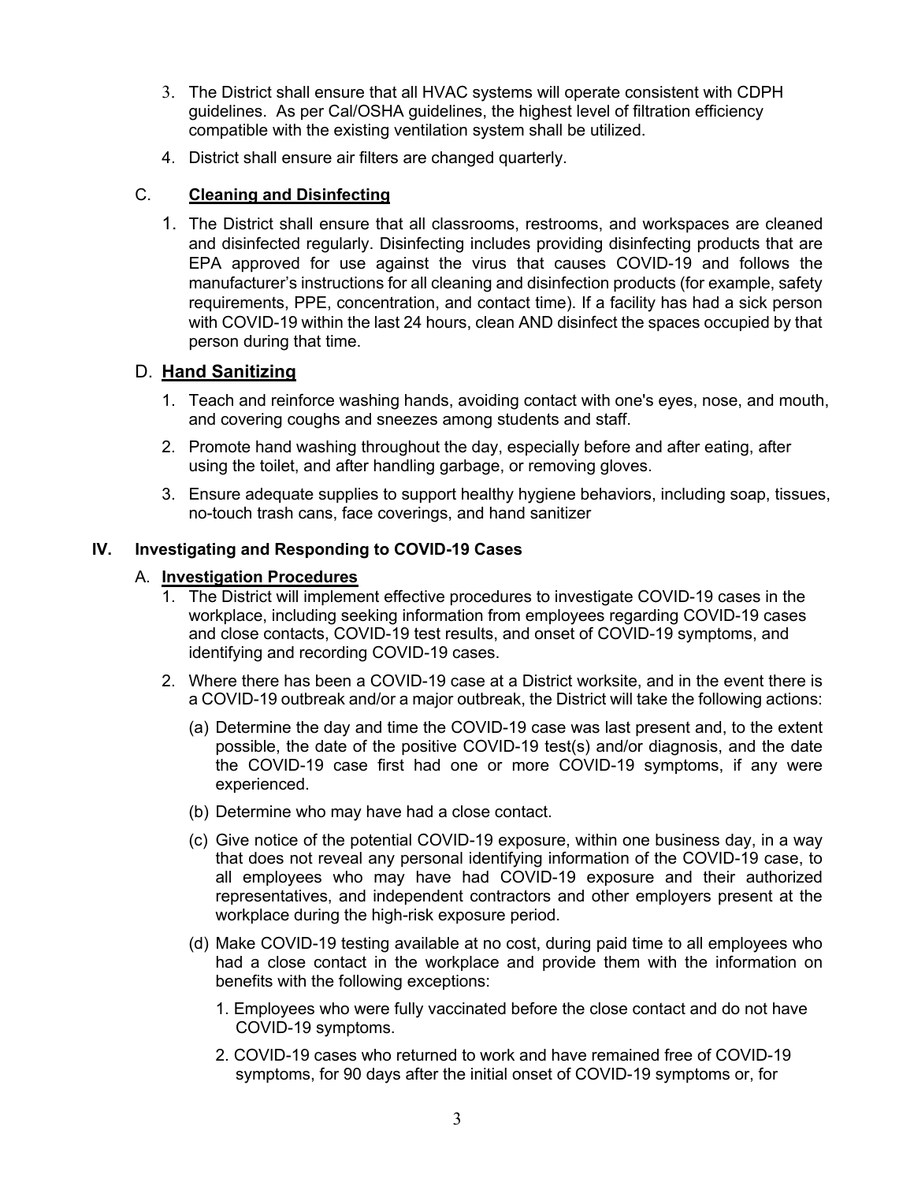3. The District shall ensure that all HVAC systems will operate consistent with CDPH guidelines. As per Cal/OSHA guidelines, the highest level of filtration efficiency compatible with the existing ventilation system shall be utilized.
4. District shall ensure air filters are changed quarterly.

### C. **Cleaning and Disinfecting**

1. The District shall ensure that all classrooms, restrooms, and workspaces are cleaned and disinfected regularly. Disinfecting includes providing disinfecting products that are EPA approved for use against the virus that causes COVID-19 and follows the manufacturer's instructions for all cleaning and disinfection products (for example, safety requirements, PPE, concentration, and contact time). If a facility has had a sick person with COVID-19 within the last 24 hours, clean AND disinfect the spaces occupied by that person during that time.

### D. **Hand Sanitizing**

1. Teach and reinforce washing hands, avoiding contact with one's eyes, nose, and mouth, and covering coughs and sneezes among students and staff.
2. Promote hand washing throughout the day, especially before and after eating, after using the toilet, and after handling garbage, or removing gloves.
3. Ensure adequate supplies to support healthy hygiene behaviors, including soap, tissues, no-touch trash cans, face coverings, and hand sanitizer

## IV. Investigating and Responding to COVID-19 Cases

### A. **Investigation Procedures**

1. The District will implement effective procedures to investigate COVID-19 cases in the workplace, including seeking information from employees regarding COVID-19 cases and close contacts, COVID-19 test results, and onset of COVID-19 symptoms, and identifying and recording COVID-19 cases.
2. Where there has been a COVID-19 case at a District worksite, and in the event there is a COVID-19 outbreak and/or a major outbreak, the District will take the following actions:

   (a) Determine the day and time the COVID-19 case was last present and, to the extent possible, the date of the positive COVID-19 test(s) and/or diagnosis, and the date the COVID-19 case first had one or more COVID-19 symptoms, if any were experienced.

   (b) Determine who may have had a close contact.

   (c) Give notice of the potential COVID-19 exposure, within one business day, in a way that does not reveal any personal identifying information of the COVID-19 case, to all employees who may have had COVID-19 exposure and their authorized representatives, and independent contractors and other employers present at the workplace during the high-risk exposure period.

   (d) Make COVID-19 testing available at no cost, during paid time to all employees who had a close contact in the workplace and provide them with the information on benefits with the following exceptions:

      1. Employees who were fully vaccinated before the close contact and do not have COVID-19 symptoms.

      2. COVID-19 cases who returned to work and have remained free of COVID-19 symptoms, for 90 days after the initial onset of COVID-19 symptoms or, for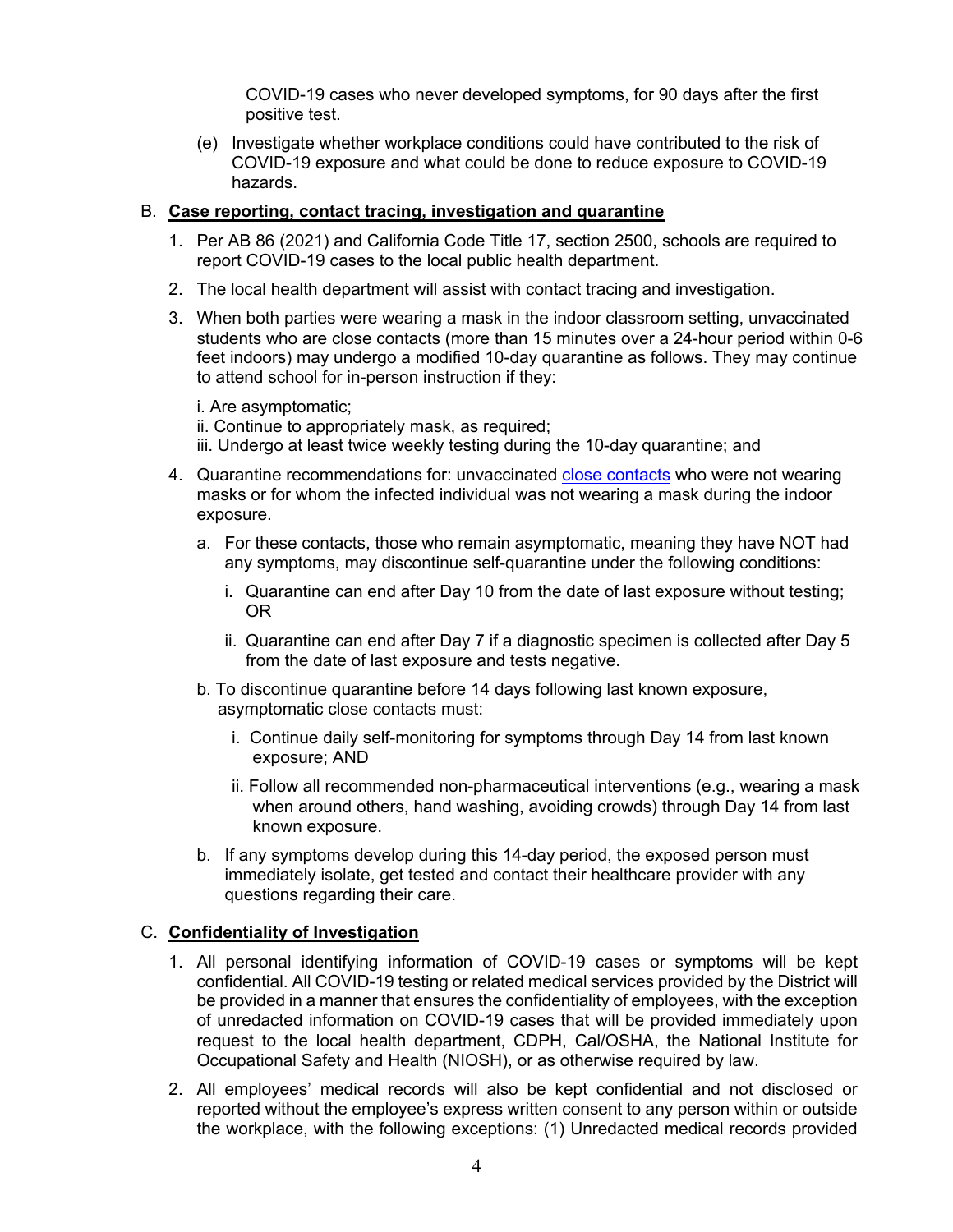COVID-19 cases who never developed symptoms, for 90 days after the first positive test.

(e) Investigate whether workplace conditions could have contributed to the risk of COVID-19 exposure and what could be done to reduce exposure to COVID-19 hazards.

B. **Case reporting, contact tracing, investigation and quarantine**

1. Per AB 86 (2021) and California Code Title 17, section 2500, schools are required to report COVID-19 cases to the local public health department.
2. The local health department will assist with contact tracing and investigation.
3. When both parties were wearing a mask in the indoor classroom setting, unvaccinated students who are close contacts (more than 15 minutes over a 24-hour period within 0-6 feet indoors) may undergo a modified 10-day quarantine as follows. They may continue to attend school for in-person instruction if they:

   i. Are asymptomatic;
   ii. Continue to appropriately mask, as required;
   iii. Undergo at least twice weekly testing during the 10-day quarantine; and

4. Quarantine recommendations for: unvaccinated [close contacts] who were not wearing masks or for whom the infected individual was not wearing a mask during the indoor exposure.

   a. For these contacts, those who remain asymptomatic, meaning they have NOT had any symptoms, may discontinue self-quarantine under the following conditions:

      i. Quarantine can end after Day 10 from the date of last exposure without testing; OR

      ii. Quarantine can end after Day 7 if a diagnostic specimen is collected after Day 5 from the date of last exposure and tests negative.

   b. To discontinue quarantine before 14 days following last known exposure, asymptomatic close contacts must:

      i. Continue daily self-monitoring for symptoms through Day 14 from last known exposure; AND

      ii. Follow all recommended non-pharmaceutical interventions (e.g., wearing a mask when around others, hand washing, avoiding crowds) through Day 14 from last known exposure.

   b. If any symptoms develop during this 14-day period, the exposed person must immediately isolate, get tested and contact their healthcare provider with any questions regarding their care.

C. **Confidentiality of Investigation**

1. All personal identifying information of COVID-19 cases or symptoms will be kept confidential. All COVID-19 testing or related medical services provided by the District will be provided in a manner that ensures the confidentiality of employees, with the exception of unredacted information on COVID-19 cases that will be provided immediately upon request to the local health department, CDPH, Cal/OSHA, the National Institute for Occupational Safety and Health (NIOSH), or as otherwise required by law.
2. All employees' medical records will also be kept confidential and not disclosed or reported without the employee's express written consent to any person within or outside the workplace, with the following exceptions: (1) Unredacted medical records provided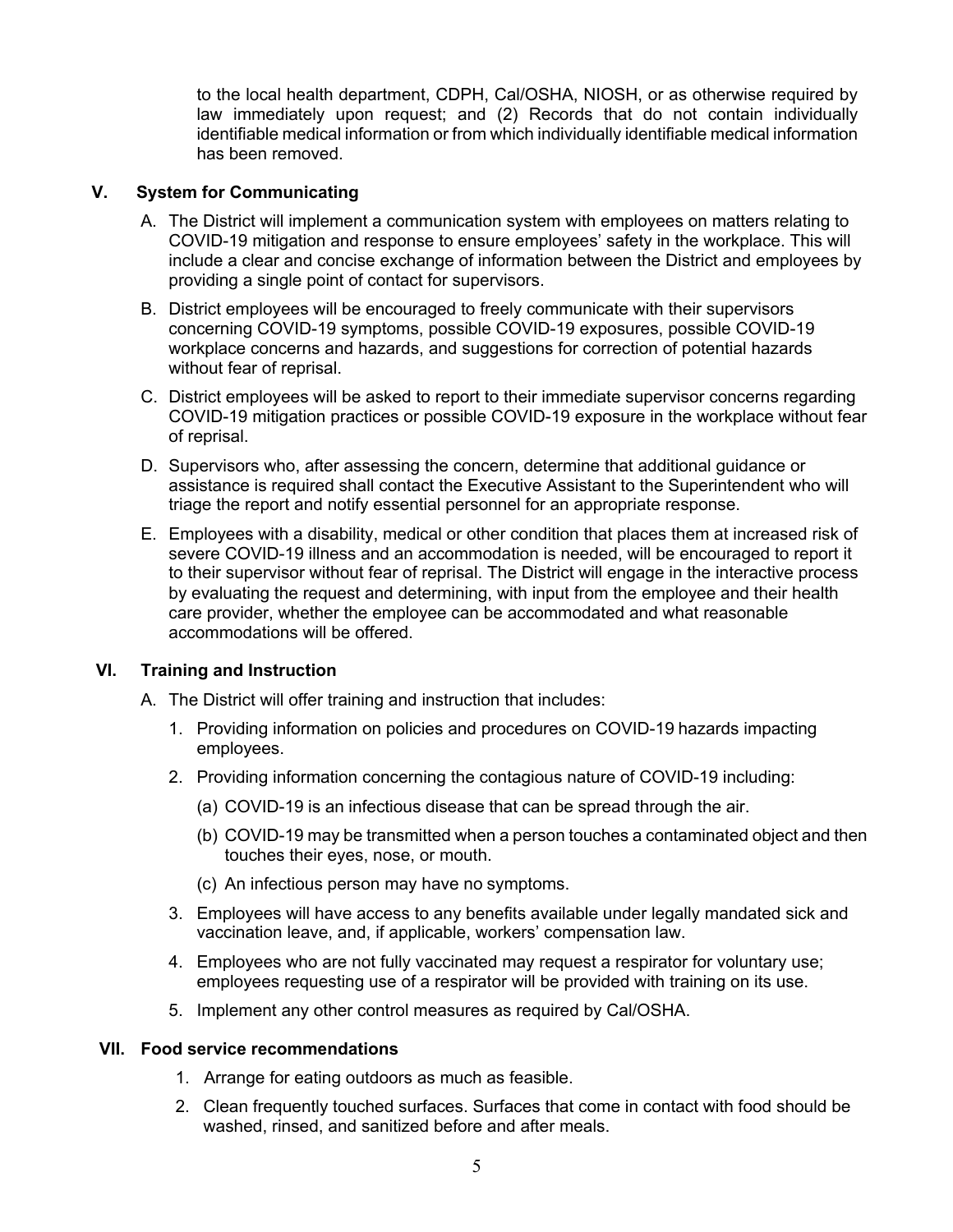to the local health department, CDPH, Cal/OSHA, NIOSH, or as otherwise required by law immediately upon request; and (2) Records that do not contain individually identifiable medical information or from which individually identifiable medical information has been removed.

## V. System for Communicating

A. The District will implement a communication system with employees on matters relating to COVID-19 mitigation and response to ensure employees' safety in the workplace. This will include a clear and concise exchange of information between the District and employees by providing a single point of contact for supervisors.

B. District employees will be encouraged to freely communicate with their supervisors concerning COVID-19 symptoms, possible COVID-19 exposures, possible COVID-19 workplace concerns and hazards, and suggestions for correction of potential hazards without fear of reprisal.

C. District employees will be asked to report to their immediate supervisor concerns regarding COVID-19 mitigation practices or possible COVID-19 exposure in the workplace without fear of reprisal.

D. Supervisors who, after assessing the concern, determine that additional guidance or assistance is required shall contact the Executive Assistant to the Superintendent who will triage the report and notify essential personnel for an appropriate response.

E. Employees with a disability, medical or other condition that places them at increased risk of severe COVID-19 illness and an accommodation is needed, will be encouraged to report it to their supervisor without fear of reprisal. The District will engage in the interactive process by evaluating the request and determining, with input from the employee and their health care provider, whether the employee can be accommodated and what reasonable accommodations will be offered.

## VI. Training and Instruction

A. The District will offer training and instruction that includes:

1. Providing information on policies and procedures on COVID-19 hazards impacting employees.
2. Providing information concerning the contagious nature of COVID-19 including:
   - (a) COVID-19 is an infectious disease that can be spread through the air.
   - (b) COVID-19 may be transmitted when a person touches a contaminated object and then touches their eyes, nose, or mouth.
   - (c) An infectious person may have no symptoms.
3. Employees will have access to any benefits available under legally mandated sick and vaccination leave, and, if applicable, workers' compensation law.
4. Employees who are not fully vaccinated may request a respirator for voluntary use; employees requesting use of a respirator will be provided with training on its use.
5. Implement any other control measures as required by Cal/OSHA.

## VII. Food service recommendations

1. Arrange for eating outdoors as much as feasible.
2. Clean frequently touched surfaces. Surfaces that come in contact with food should be washed, rinsed, and sanitized before and after meals.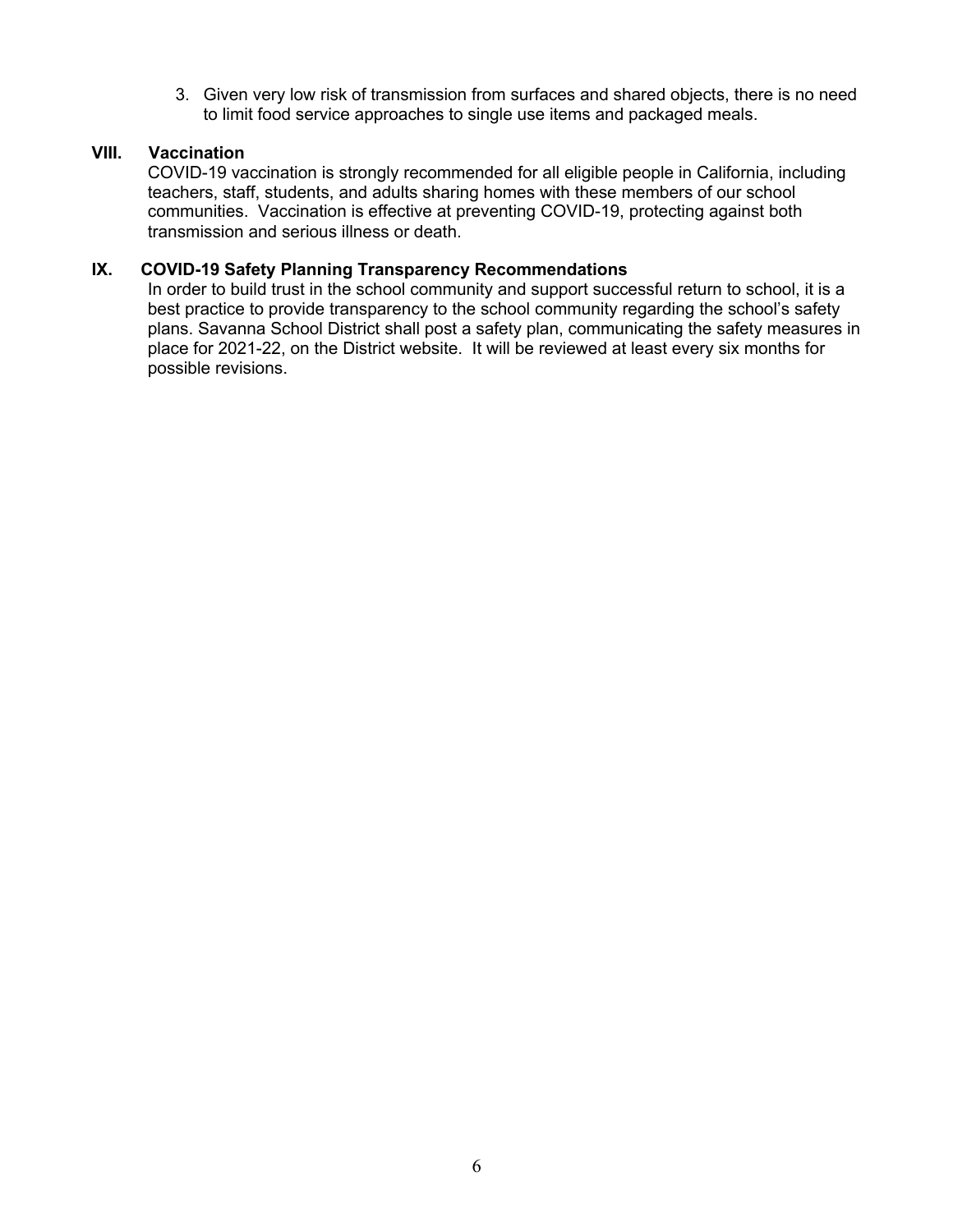3. Given very low risk of transmission from surfaces and shared objects, there is no need to limit food service approaches to single use items and packaged meals.

## VIII. Vaccination

COVID-19 vaccination is strongly recommended for all eligible people in California, including teachers, staff, students, and adults sharing homes with these members of our school communities. Vaccination is effective at preventing COVID-19, protecting against both transmission and serious illness or death.

## IX. COVID-19 Safety Planning Transparency Recommendations

In order to build trust in the school community and support successful return to school, it is a best practice to provide transparency to the school community regarding the school's safety plans. Savanna School District shall post a safety plan, communicating the safety measures in place for 2021-22, on the District website. It will be reviewed at least every six months for possible revisions.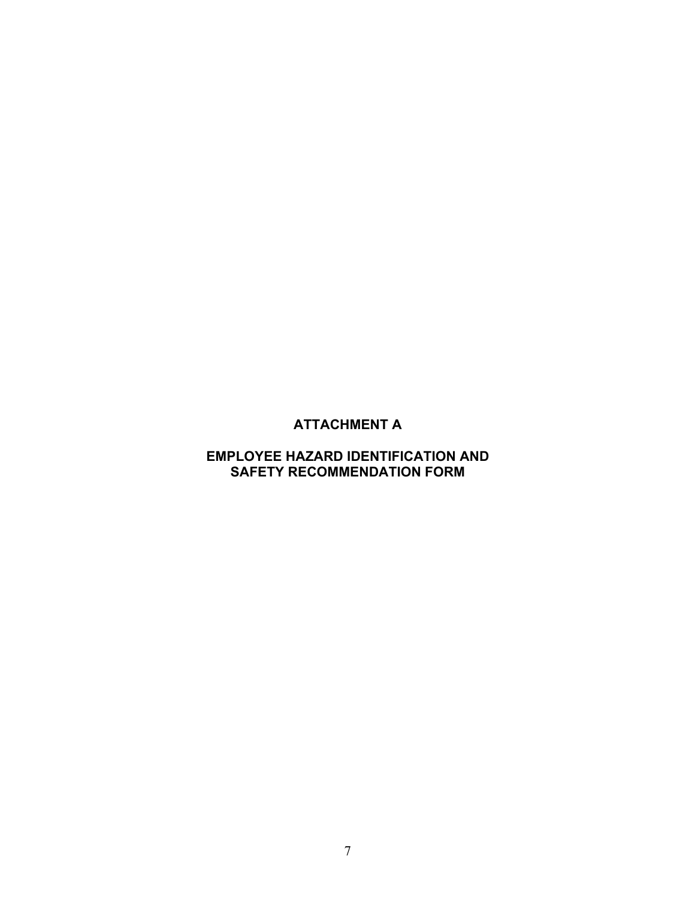# ATTACHMENT A

## EMPLOYEE HAZARD IDENTIFICATION AND SAFETY RECOMMENDATION FORM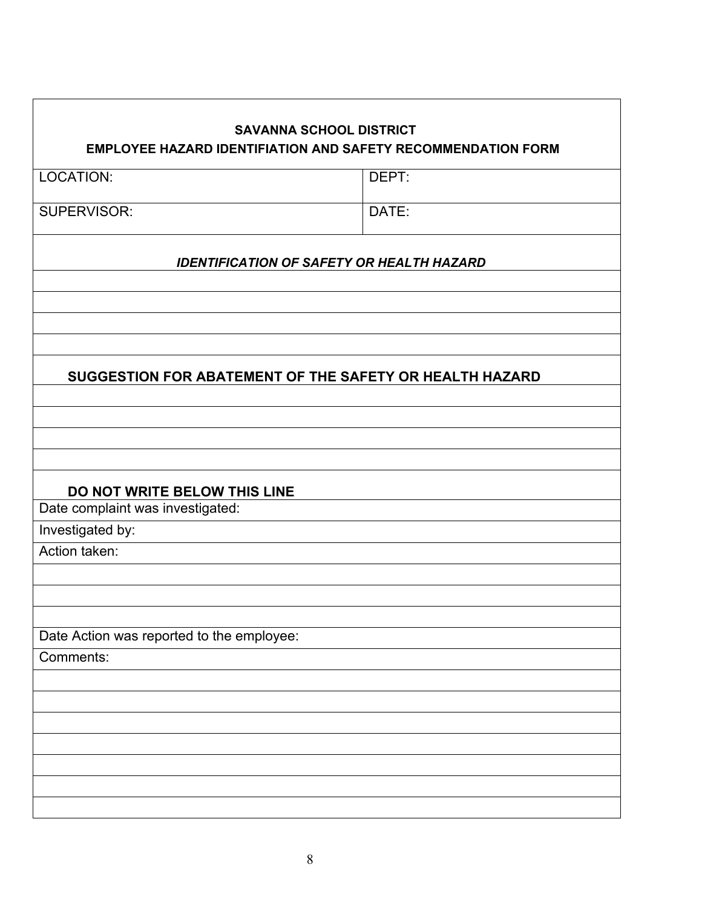**SAVANNA SCHOOL DISTRICT**

**EMPLOYEE HAZARD IDENTIFIATION AND SAFETY RECOMMENDATION FORM**

| | |
|---|---|
| LOCATION: | DEPT: |
| SUPERVISOR: | DATE: |

***IDENTIFICATION OF SAFETY OR HEALTH HAZARD***

**SUGGESTION FOR ABATEMENT OF THE SAFETY OR HEALTH HAZARD**

**DO NOT WRITE BELOW THIS LINE**

Date complaint was investigated:

Investigated by:

Action taken:

Date Action was reported to the employee:

Comments: